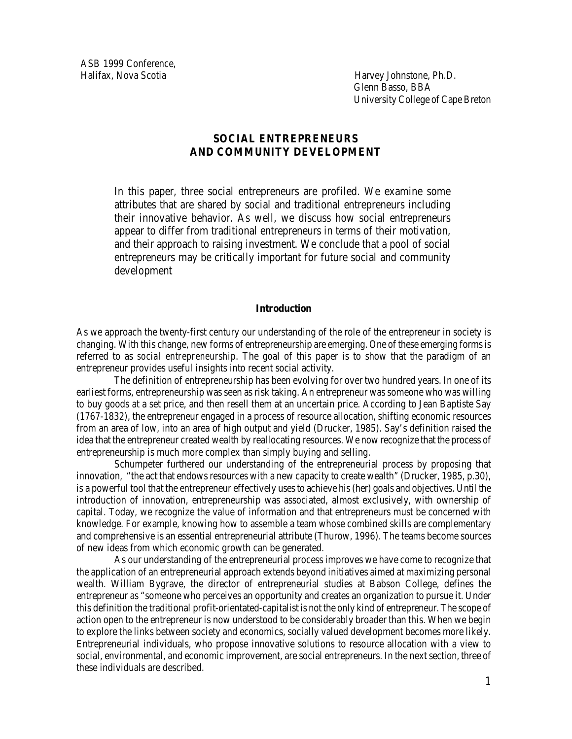ASB 1999 Conference,
Halifax, Nova Scotia

Harvey Johnstone, Ph.D.
Glenn Basso, BBA
University College of Cape Breton

# SOCIAL ENTREPRENEURS AND COMMUNITY DEVELOPMENT

In this paper, three social entrepreneurs are profiled. We examine some attributes that are shared by social and traditional entrepreneurs including their innovative behavior. As well, we discuss how social entrepreneurs appear to differ from traditional entrepreneurs in terms of their motivation, and their approach to raising investment. We conclude that a pool of social entrepreneurs may be critically important for future social and community development

## Introduction

As we approach the twenty-first century our understanding of the role of the entrepreneur in society is changing. With this change, new forms of entrepreneurship are emerging. One of these emerging forms is referred to as *social entrepreneurship*. The goal of this paper is to show that the paradigm of an entrepreneur provides useful insights into recent social activity.

The definition of entrepreneurship has been evolving for over two hundred years. In one of its earliest forms, entrepreneurship was seen as risk taking. An entrepreneur was someone who was willing to buy goods at a set price, and then resell them at an uncertain price. According to Jean Baptiste Say (1767-1832), the entrepreneur engaged in a process of resource allocation, shifting economic resources from an area of low, into an area of high output and yield (Drucker, 1985). Say's definition raised the idea that the entrepreneur created wealth by reallocating resources. We now recognize that the process of entrepreneurship is much more complex than simply buying and selling.

Schumpeter furthered our understanding of the entrepreneurial process by proposing that innovation, "the act that endows resources with a new capacity to create wealth" (Drucker, 1985, p.30), is a powerful tool that the entrepreneur effectively uses to achieve his (her) goals and objectives. Until the introduction of innovation, entrepreneurship was associated, almost exclusively, with ownership of capital. Today, we recognize the value of information and that entrepreneurs must be concerned with knowledge. For example, knowing how to assemble a team whose combined skills are complementary and comprehensive is an essential entrepreneurial attribute (Thurow, 1996). The teams become sources of new ideas from which economic growth can be generated.

As our understanding of the entrepreneurial process improves we have come to recognize that the application of an entrepreneurial approach extends beyond initiatives aimed at maximizing personal wealth. William Bygrave, the director of entrepreneurial studies at Babson College, defines the entrepreneur as "someone who perceives an opportunity and creates an organization to pursue it. Under this definition the traditional profit-orientated-capitalist is not the only kind of entrepreneur. The scope of action open to the entrepreneur is now understood to be considerably broader than this. When we begin to explore the links between society and economics, socially valued development becomes more likely. Entrepreneurial individuals, who propose innovative solutions to resource allocation with a view to social, environmental, and economic improvement, are social entrepreneurs. In the next section, three of these individuals are described.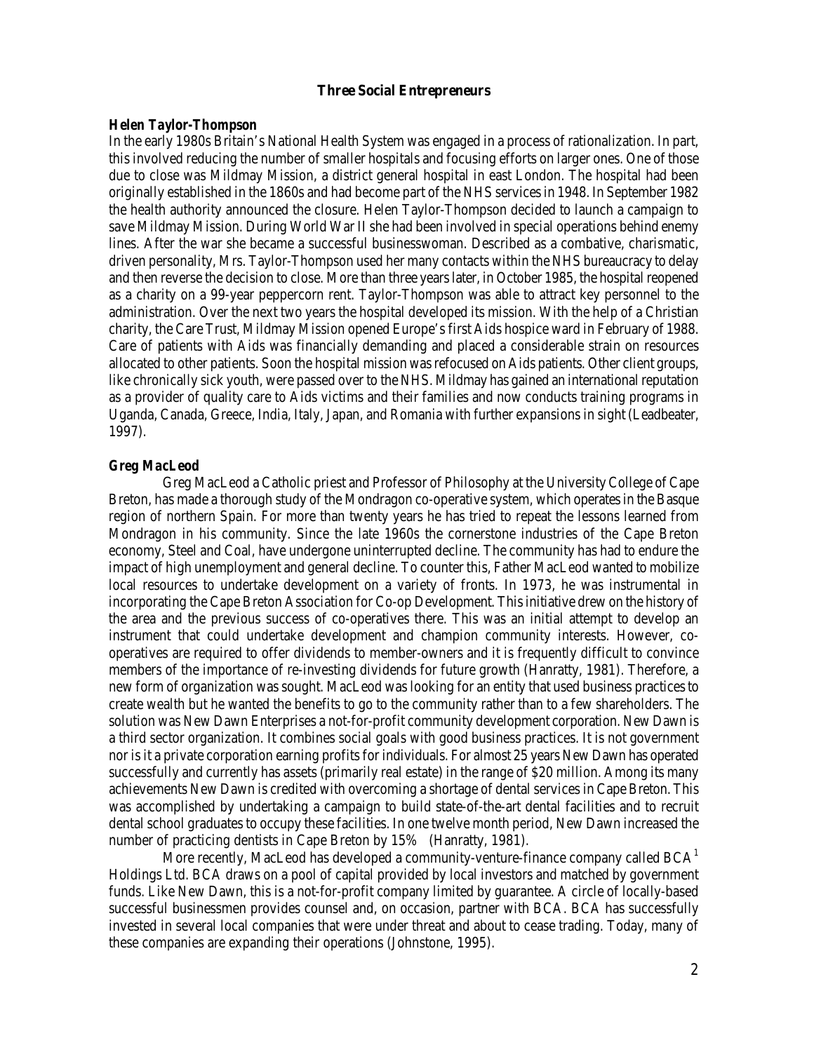## Three Social Entrepreneurs

### Helen Taylor-Thompson

In the early 1980s Britain's National Health System was engaged in a process of rationalization. In part, this involved reducing the number of smaller hospitals and focusing efforts on larger ones. One of those due to close was Mildmay Mission, a district general hospital in east London. The hospital had been originally established in the 1860s and had become part of the NHS services in 1948. In September 1982 the health authority announced the closure. Helen Taylor-Thompson decided to launch a campaign to save Mildmay Mission. During World War II she had been involved in special operations behind enemy lines. After the war she became a successful businesswoman. Described as a combative, charismatic, driven personality, Mrs. Taylor-Thompson used her many contacts within the NHS bureaucracy to delay and then reverse the decision to close. More than three years later, in October 1985, the hospital reopened as a charity on a 99-year peppercorn rent. Taylor-Thompson was able to attract key personnel to the administration. Over the next two years the hospital developed its mission. With the help of a Christian charity, the Care Trust, Mildmay Mission opened Europe's first Aids hospice ward in February of 1988. Care of patients with Aids was financially demanding and placed a considerable strain on resources allocated to other patients. Soon the hospital mission was refocused on Aids patients. Other client groups, like chronically sick youth, were passed over to the NHS. Mildmay has gained an international reputation as a provider of quality care to Aids victims and their families and now conducts training programs in Uganda, Canada, Greece, India, Italy, Japan, and Romania with further expansions in sight (Leadbeater, 1997).

### Greg MacLeod

Greg MacLeod a Catholic priest and Professor of Philosophy at the University College of Cape Breton, has made a thorough study of the Mondragon co-operative system, which operates in the Basque region of northern Spain. For more than twenty years he has tried to repeat the lessons learned from Mondragon in his community. Since the late 1960s the cornerstone industries of the Cape Breton economy, Steel and Coal, have undergone uninterrupted decline. The community has had to endure the impact of high unemployment and general decline. To counter this, Father MacLeod wanted to mobilize local resources to undertake development on a variety of fronts. In 1973, he was instrumental in incorporating the Cape Breton Association for Co-op Development. This initiative drew on the history of the area and the previous success of co-operatives there. This was an initial attempt to develop an instrument that could undertake development and champion community interests. However, co-operatives are required to offer dividends to member-owners and it is frequently difficult to convince members of the importance of re-investing dividends for future growth (Hanratty, 1981). Therefore, a new form of organization was sought. MacLeod was looking for an entity that used business practices to create wealth but he wanted the benefits to go to the community rather than to a few shareholders. The solution was New Dawn Enterprises a not-for-profit community development corporation. New Dawn is a third sector organization. It combines social goals with good business practices. It is not government nor is it a private corporation earning profits for individuals. For almost 25 years New Dawn has operated successfully and currently has assets (primarily real estate) in the range of $20 million. Among its many achievements New Dawn is credited with overcoming a shortage of dental services in Cape Breton. This was accomplished by undertaking a campaign to build state-of-the-art dental facilities and to recruit dental school graduates to occupy these facilities. In one twelve month period, New Dawn increased the number of practicing dentists in Cape Breton by 15% (Hanratty, 1981).

More recently, MacLeod has developed a community-venture-finance company called BCA[1] Holdings Ltd. BCA draws on a pool of capital provided by local investors and matched by government funds. Like New Dawn, this is a not-for-profit company limited by guarantee. A circle of locally-based successful businessmen provides counsel and, on occasion, partner with BCA. BCA has successfully invested in several local companies that were under threat and about to cease trading. Today, many of these companies are expanding their operations (Johnstone, 1995).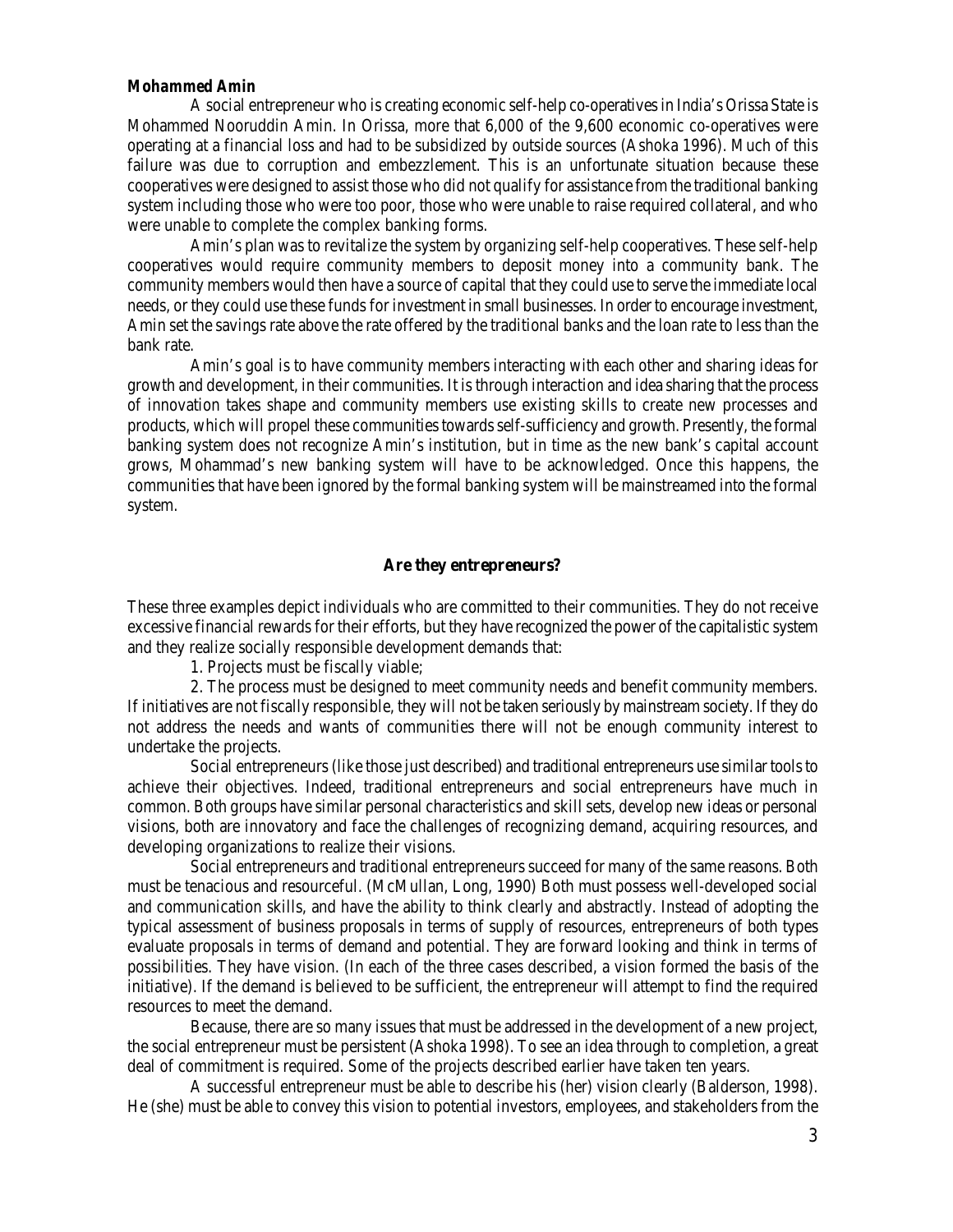***Mohammed Amin***

A social entrepreneur who is creating economic self-help co-operatives in India's Orissa State is Mohammed Nooruddin Amin. In Orissa, more that 6,000 of the 9,600 economic co-operatives were operating at a financial loss and had to be subsidized by outside sources (Ashoka 1996). Much of this failure was due to corruption and embezzlement. This is an unfortunate situation because these cooperatives were designed to assist those who did not qualify for assistance from the traditional banking system including those who were too poor, those who were unable to raise required collateral, and who were unable to complete the complex banking forms.

Amin's plan was to revitalize the system by organizing self-help cooperatives. These self-help cooperatives would require community members to deposit money into a community bank. The community members would then have a source of capital that they could use to serve the immediate local needs, or they could use these funds for investment in small businesses. In order to encourage investment, Amin set the savings rate above the rate offered by the traditional banks and the loan rate to less than the bank rate.

Amin's goal is to have community members interacting with each other and sharing ideas for growth and development, in their communities. It is through interaction and idea sharing that the process of innovation takes shape and community members use existing skills to create new processes and products, which will propel these communities towards self-sufficiency and growth. Presently, the formal banking system does not recognize Amin's institution, but in time as the new bank's capital account grows, Mohammad's new banking system will have to be acknowledged. Once this happens, the communities that have been ignored by the formal banking system will be mainstreamed into the formal system.

## Are they entrepreneurs?

These three examples depict individuals who are committed to their communities. They do not receive excessive financial rewards for their efforts, but they have recognized the power of the capitalistic system and they realize socially responsible development demands that:

1. Projects must be fiscally viable;

2. The process must be designed to meet community needs and benefit community members. If initiatives are not fiscally responsible, they will not be taken seriously by mainstream society. If they do not address the needs and wants of communities there will not be enough community interest to undertake the projects.

Social entrepreneurs (like those just described) and traditional entrepreneurs use similar tools to achieve their objectives. Indeed, traditional entrepreneurs and social entrepreneurs have much in common. Both groups have similar personal characteristics and skill sets, develop new ideas or personal visions, both are innovatory and face the challenges of recognizing demand, acquiring resources, and developing organizations to realize their visions.

Social entrepreneurs and traditional entrepreneurs succeed for many of the same reasons. Both must be tenacious and resourceful. (McMullan, Long, 1990) Both must possess well-developed social and communication skills, and have the ability to think clearly and abstractly. Instead of adopting the typical assessment of business proposals in terms of supply of resources, entrepreneurs of both types evaluate proposals in terms of demand and potential. They are forward looking and think in terms of possibilities. They have vision. (In each of the three cases described, a vision formed the basis of the initiative). If the demand is believed to be sufficient, the entrepreneur will attempt to find the required resources to meet the demand.

Because, there are so many issues that must be addressed in the development of a new project, the social entrepreneur must be persistent (Ashoka 1998). To see an idea through to completion, a great deal of commitment is required. Some of the projects described earlier have taken ten years.

A successful entrepreneur must be able to describe his (her) vision clearly (Balderson, 1998). He (she) must be able to convey this vision to potential investors, employees, and stakeholders from the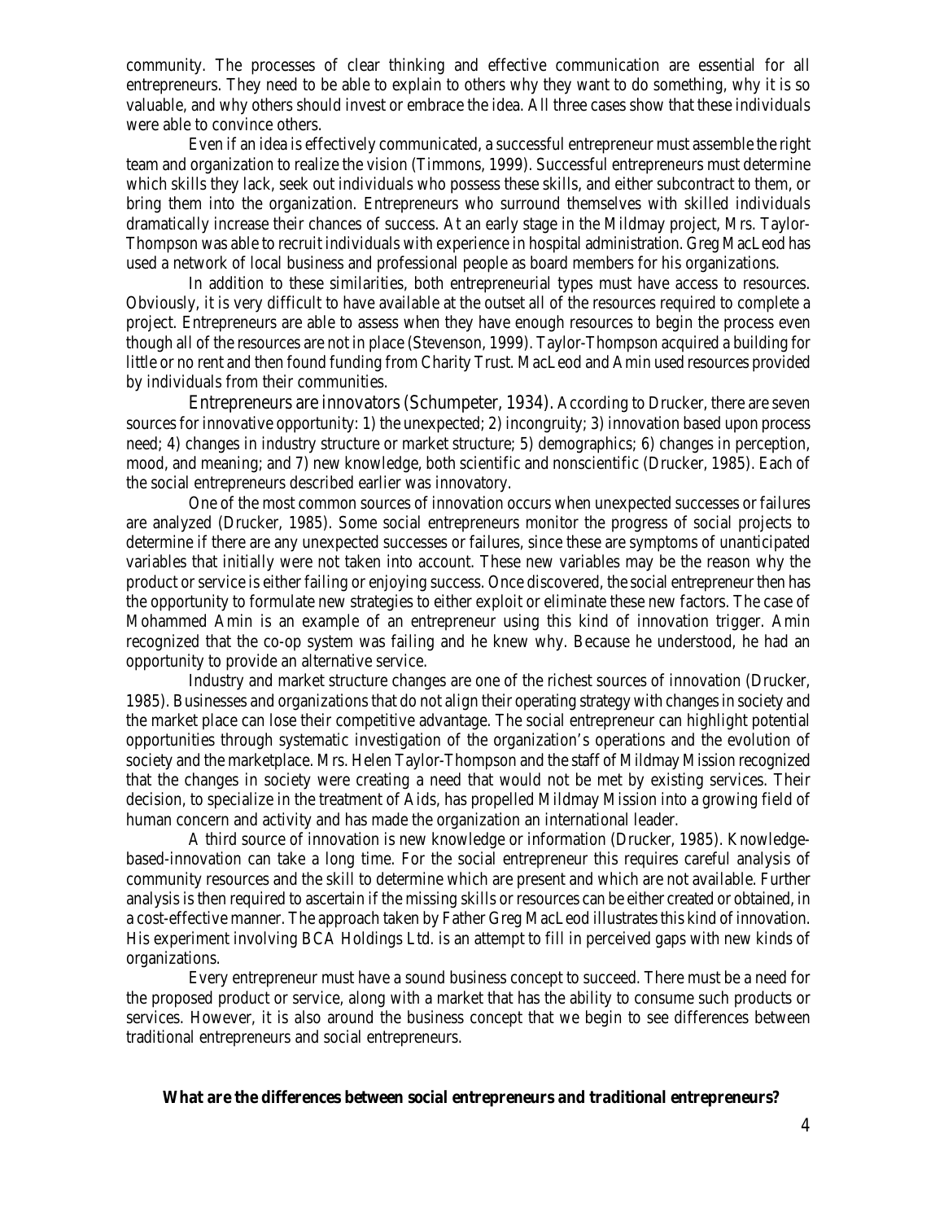community. The processes of clear thinking and effective communication are essential for all entrepreneurs. They need to be able to explain to others why they want to do something, why it is so valuable, and why others should invest or embrace the idea. All three cases show that these individuals were able to convince others.

Even if an idea is effectively communicated, a successful entrepreneur must assemble the right team and organization to realize the vision (Timmons, 1999). Successful entrepreneurs must determine which skills they lack, seek out individuals who possess these skills, and either subcontract to them, or bring them into the organization. Entrepreneurs who surround themselves with skilled individuals dramatically increase their chances of success. At an early stage in the Mildmay project, Mrs. Taylor-Thompson was able to recruit individuals with experience in hospital administration. Greg MacLeod has used a network of local business and professional people as board members for his organizations.

In addition to these similarities, both entrepreneurial types must have access to resources. Obviously, it is very difficult to have available at the outset all of the resources required to complete a project. Entrepreneurs are able to assess when they have enough resources to begin the process even though all of the resources are not in place (Stevenson, 1999). Taylor-Thompson acquired a building for little or no rent and then found funding from Charity Trust. MacLeod and Amin used resources provided by individuals from their communities.

Entrepreneurs are innovators (Schumpeter, 1934). According to Drucker, there are seven sources for innovative opportunity: 1) the unexpected; 2) incongruity; 3) innovation based upon process need; 4) changes in industry structure or market structure; 5) demographics; 6) changes in perception, mood, and meaning; and 7) new knowledge, both scientific and nonscientific (Drucker, 1985). Each of the social entrepreneurs described earlier was innovatory.

One of the most common sources of innovation occurs when unexpected successes or failures are analyzed (Drucker, 1985). Some social entrepreneurs monitor the progress of social projects to determine if there are any unexpected successes or failures, since these are symptoms of unanticipated variables that initially were not taken into account. These new variables may be the reason why the product or service is either failing or enjoying success. Once discovered, the social entrepreneur then has the opportunity to formulate new strategies to either exploit or eliminate these new factors. The case of Mohammed Amin is an example of an entrepreneur using this kind of innovation trigger. Amin recognized that the co-op system was failing and he knew why. Because he understood, he had an opportunity to provide an alternative service.

Industry and market structure changes are one of the richest sources of innovation (Drucker, 1985). Businesses and organizations that do not align their operating strategy with changes in society and the market place can lose their competitive advantage. The social entrepreneur can highlight potential opportunities through systematic investigation of the organization's operations and the evolution of society and the marketplace. Mrs. Helen Taylor-Thompson and the staff of Mildmay Mission recognized that the changes in society were creating a need that would not be met by existing services. Their decision, to specialize in the treatment of Aids, has propelled Mildmay Mission into a growing field of human concern and activity and has made the organization an international leader.

A third source of innovation is new knowledge or information (Drucker, 1985). Knowledge-based-innovation can take a long time. For the social entrepreneur this requires careful analysis of community resources and the skill to determine which are present and which are not available. Further analysis is then required to ascertain if the missing skills or resources can be either created or obtained, in a cost-effective manner. The approach taken by Father Greg MacLeod illustrates this kind of innovation. His experiment involving BCA Holdings Ltd. is an attempt to fill in perceived gaps with new kinds of organizations.

Every entrepreneur must have a sound business concept to succeed. There must be a need for the proposed product or service, along with a market that has the ability to consume such products or services. However, it is also around the business concept that we begin to see differences between traditional entrepreneurs and social entrepreneurs.

**What are the differences between social entrepreneurs and traditional entrepreneurs?**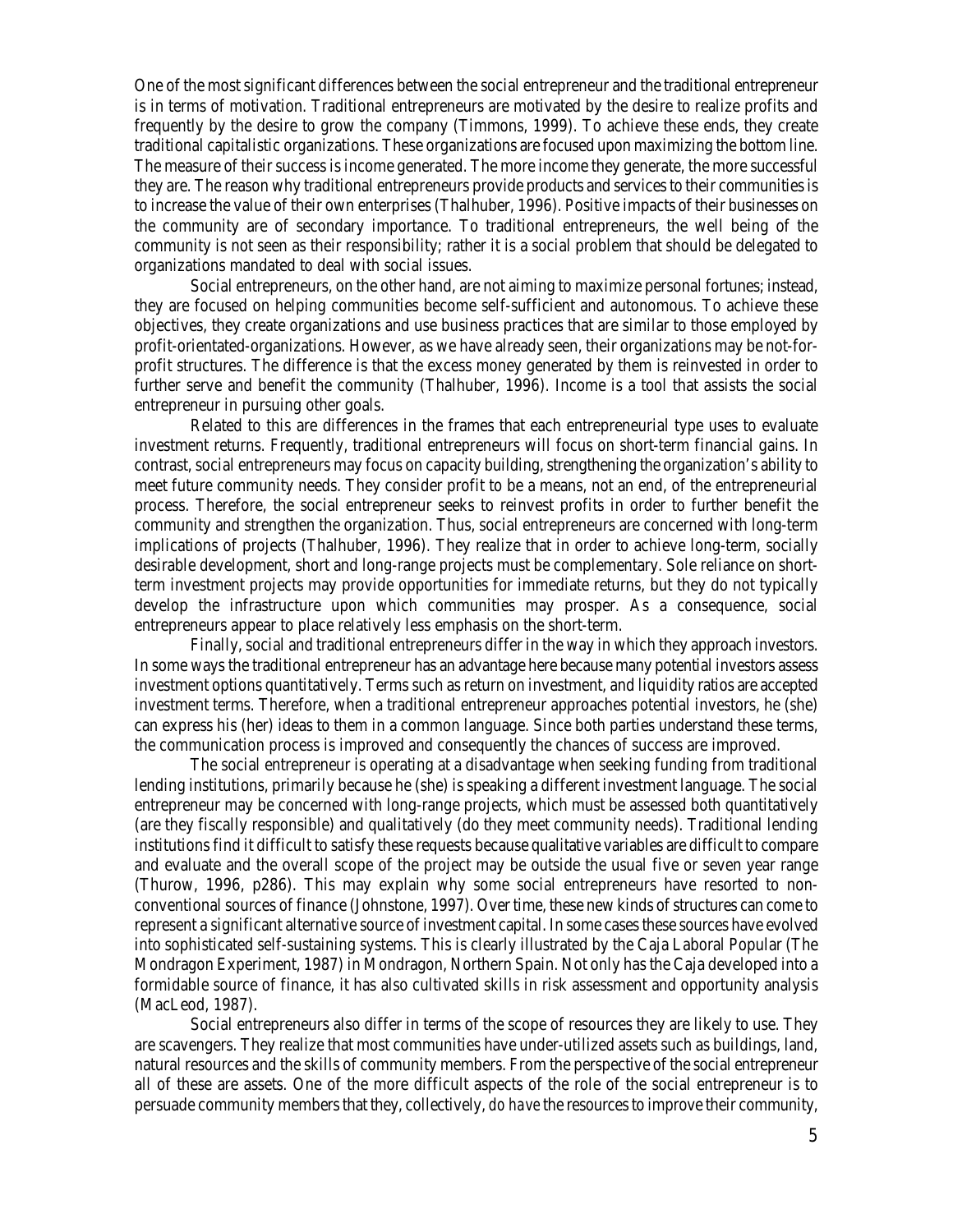One of the most significant differences between the social entrepreneur and the traditional entrepreneur is in terms of motivation. Traditional entrepreneurs are motivated by the desire to realize profits and frequently by the desire to grow the company (Timmons, 1999). To achieve these ends, they create traditional capitalistic organizations. These organizations are focused upon maximizing the bottom line. The measure of their success is income generated. The more income they generate, the more successful they are. The reason why traditional entrepreneurs provide products and services to their communities is to increase the value of their own enterprises (Thalhuber, 1996). Positive impacts of their businesses on the community are of secondary importance. To traditional entrepreneurs, the well being of the community is not seen as their responsibility; rather it is a social problem that should be delegated to organizations mandated to deal with social issues.

Social entrepreneurs, on the other hand, are not aiming to maximize personal fortunes; instead, they are focused on helping communities become self-sufficient and autonomous. To achieve these objectives, they create organizations and use business practices that are similar to those employed by profit-orientated-organizations. However, as we have already seen, their organizations may be not-for-profit structures. The difference is that the excess money generated by them is reinvested in order to further serve and benefit the community (Thalhuber, 1996). Income is a tool that assists the social entrepreneur in pursuing other goals.

Related to this are differences in the frames that each entrepreneurial type uses to evaluate investment returns. Frequently, traditional entrepreneurs will focus on short-term financial gains. In contrast, social entrepreneurs may focus on capacity building, strengthening the organization's ability to meet future community needs. They consider profit to be a means, not an end, of the entrepreneurial process. Therefore, the social entrepreneur seeks to reinvest profits in order to further benefit the community and strengthen the organization. Thus, social entrepreneurs are concerned with long-term implications of projects (Thalhuber, 1996). They realize that in order to achieve long-term, socially desirable development, short and long-range projects must be complementary. Sole reliance on short-term investment projects may provide opportunities for immediate returns, but they do not typically develop the infrastructure upon which communities may prosper. As a consequence, social entrepreneurs appear to place relatively less emphasis on the short-term.

Finally, social and traditional entrepreneurs differ in the way in which they approach investors. In some ways the traditional entrepreneur has an advantage here because many potential investors assess investment options quantitatively. Terms such as return on investment, and liquidity ratios are accepted investment terms. Therefore, when a traditional entrepreneur approaches potential investors, he (she) can express his (her) ideas to them in a common language. Since both parties understand these terms, the communication process is improved and consequently the chances of success are improved.

The social entrepreneur is operating at a disadvantage when seeking funding from traditional lending institutions, primarily because he (she) is speaking a different investment language. The social entrepreneur may be concerned with long-range projects, which must be assessed both quantitatively (are they fiscally responsible) and qualitatively (do they meet community needs). Traditional lending institutions find it difficult to satisfy these requests because qualitative variables are difficult to compare and evaluate and the overall scope of the project may be outside the usual five or seven year range (Thurow, 1996, p286). This may explain why some social entrepreneurs have resorted to non-conventional sources of finance (Johnstone, 1997). Over time, these new kinds of structures can come to represent a significant alternative source of investment capital. In some cases these sources have evolved into sophisticated self-sustaining systems. This is clearly illustrated by the Caja Laboral Popular (The Mondragon Experiment, 1987) in Mondragon, Northern Spain. Not only has the Caja developed into a formidable source of finance, it has also cultivated skills in risk assessment and opportunity analysis (MacLeod, 1987).

Social entrepreneurs also differ in terms of the scope of resources they are likely to use. They are scavengers. They realize that most communities have under-utilized assets such as buildings, land, natural resources and the skills of community members. From the perspective of the social entrepreneur all of these are assets. One of the more difficult aspects of the role of the social entrepreneur is to persuade community members that they, collectively, *do have* the resources to improve their community,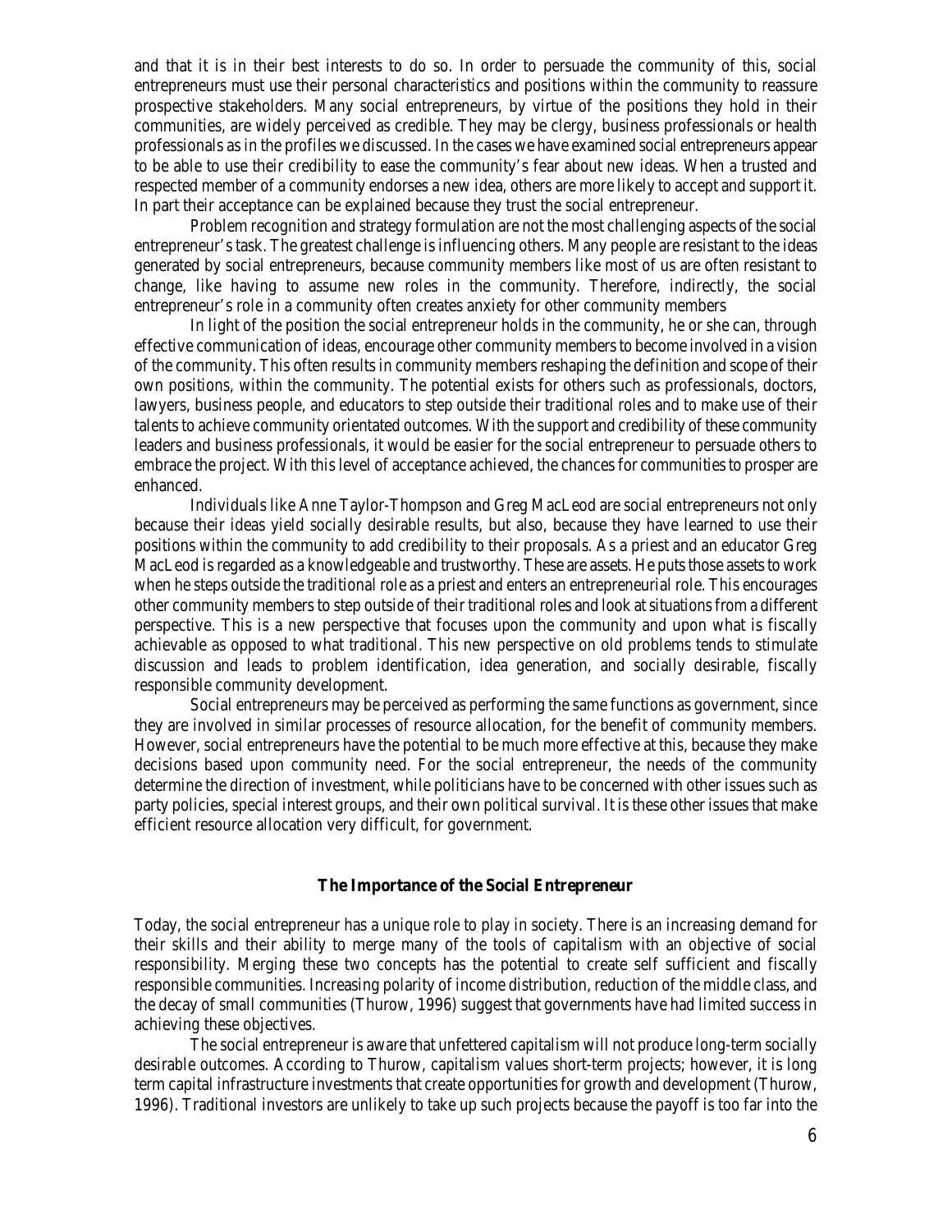and that it is in their best interests to do so. In order to persuade the community of this, social entrepreneurs must use their personal characteristics and positions within the community to reassure prospective stakeholders. Many social entrepreneurs, by virtue of the positions they hold in their communities, are widely perceived as credible. They may be clergy, business professionals or health professionals as in the profiles we discussed. In the cases we have examined social entrepreneurs appear to be able to use their credibility to ease the community's fear about new ideas. When a trusted and respected member of a community endorses a new idea, others are more likely to accept and support it. In part their acceptance can be explained because they trust the social entrepreneur.

Problem recognition and strategy formulation are not the most challenging aspects of the social entrepreneur's task. The greatest challenge is influencing others. Many people are resistant to the ideas generated by social entrepreneurs, because community members like most of us are often resistant to change, like having to assume new roles in the community. Therefore, indirectly, the social entrepreneur's role in a community often creates anxiety for other community members

In light of the position the social entrepreneur holds in the community, he or she can, through effective communication of ideas, encourage other community members to become involved in a vision of the community. This often results in community members reshaping the definition and scope of their own positions, within the community. The potential exists for others such as professionals, doctors, lawyers, business people, and educators to step outside their traditional roles and to make use of their talents to achieve community orientated outcomes. With the support and credibility of these community leaders and business professionals, it would be easier for the social entrepreneur to persuade others to embrace the project. With this level of acceptance achieved, the chances for communities to prosper are enhanced.

Individuals like Anne Taylor-Thompson and Greg MacLeod are social entrepreneurs not only because their ideas yield socially desirable results, but also, because they have learned to use their positions within the community to add credibility to their proposals. As a priest and an educator Greg MacLeod is regarded as a knowledgeable and trustworthy. These are assets. He puts those assets to work when he steps outside the traditional role as a priest and enters an entrepreneurial role. This encourages other community members to step outside of their traditional roles and look at situations from a different perspective. This is a new perspective that focuses upon the community and upon what is fiscally achievable as opposed to what traditional. This new perspective on old problems tends to stimulate discussion and leads to problem identification, idea generation, and socially desirable, fiscally responsible community development.

Social entrepreneurs may be perceived as performing the same functions as government, since they are involved in similar processes of resource allocation, for the benefit of community members. However, social entrepreneurs have the potential to be much more effective at this, because they make decisions based upon community need. For the social entrepreneur, the needs of the community determine the direction of investment, while politicians have to be concerned with other issues such as party policies, special interest groups, and their own political survival. It is these other issues that make efficient resource allocation very difficult, for government.

## The Importance of the Social Entrepreneur

Today, the social entrepreneur has a unique role to play in society. There is an increasing demand for their skills and their ability to merge many of the tools of capitalism with an objective of social responsibility. Merging these two concepts has the potential to create self sufficient and fiscally responsible communities. Increasing polarity of income distribution, reduction of the middle class, and the decay of small communities (Thurow, 1996) suggest that governments have had limited success in achieving these objectives.

The social entrepreneur is aware that unfettered capitalism will not produce long-term socially desirable outcomes. According to Thurow, capitalism values short-term projects; however, it is long term capital infrastructure investments that create opportunities for growth and development (Thurow, 1996). Traditional investors are unlikely to take up such projects because the payoff is too far into the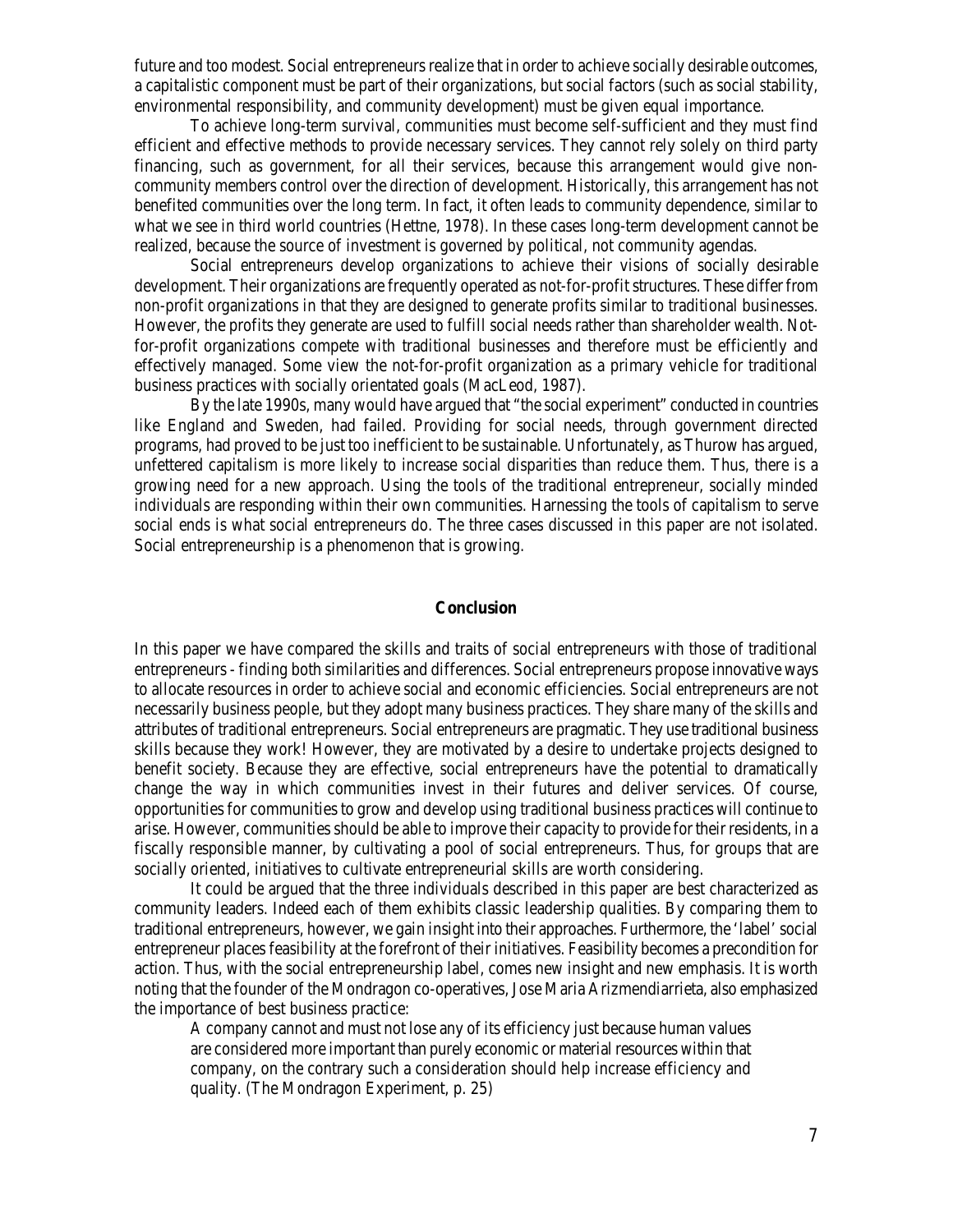future and too modest. Social entrepreneurs realize that in order to achieve socially desirable outcomes, a capitalistic component must be part of their organizations, but social factors (such as social stability, environmental responsibility, and community development) must be given equal importance.

To achieve long-term survival, communities must become self-sufficient and they must find efficient and effective methods to provide necessary services. They cannot rely solely on third party financing, such as government, for all their services, because this arrangement would give non-community members control over the direction of development. Historically, this arrangement has not benefited communities over the long term. In fact, it often leads to community dependence, similar to what we see in third world countries (Hettne, 1978). In these cases long-term development cannot be realized, because the source of investment is governed by political, not community agendas.

Social entrepreneurs develop organizations to achieve their visions of socially desirable development. Their organizations are frequently operated as not-for-profit structures. These differ from non-profit organizations in that they are designed to generate profits similar to traditional businesses. However, the profits they generate are used to fulfill social needs rather than shareholder wealth. Not-for-profit organizations compete with traditional businesses and therefore must be efficiently and effectively managed. Some view the not-for-profit organization as a primary vehicle for traditional business practices with socially orientated goals (MacLeod, 1987).

By the late 1990s, many would have argued that "the social experiment" conducted in countries like England and Sweden, had failed. Providing for social needs, through government directed programs, had proved to be just too inefficient to be sustainable. Unfortunately, as Thurow has argued, unfettered capitalism is more likely to increase social disparities than reduce them. Thus, there is a growing need for a new approach. Using the tools of the traditional entrepreneur, socially minded individuals are responding within their own communities. Harnessing the tools of capitalism to serve social ends is what social entrepreneurs do. The three cases discussed in this paper are not isolated. Social entrepreneurship is a phenomenon that is growing.

## Conclusion

In this paper we have compared the skills and traits of social entrepreneurs with those of traditional entrepreneurs - finding both similarities and differences. Social entrepreneurs propose innovative ways to allocate resources in order to achieve social and economic efficiencies. Social entrepreneurs are not necessarily business people, but they adopt many business practices. They share many of the skills and attributes of traditional entrepreneurs. Social entrepreneurs are pragmatic. They use traditional business skills because they work! However, they are motivated by a desire to undertake projects designed to benefit society. Because they are effective, social entrepreneurs have the potential to dramatically change the way in which communities invest in their futures and deliver services. Of course, opportunities for communities to grow and develop using traditional business practices will continue to arise. However, communities should be able to improve their capacity to provide for their residents, in a fiscally responsible manner, by cultivating a pool of social entrepreneurs. Thus, for groups that are socially oriented, initiatives to cultivate entrepreneurial skills are worth considering.

It could be argued that the three individuals described in this paper are best characterized as community leaders. Indeed each of them exhibits classic leadership qualities. By comparing them to traditional entrepreneurs, however, we gain insight into their approaches. Furthermore, the 'label' social entrepreneur places feasibility at the forefront of their initiatives. Feasibility becomes a precondition for action. Thus, with the social entrepreneurship label, comes new insight and new emphasis. It is worth noting that the founder of the Mondragon co-operatives, Jose Maria Arizmendiarrieta, also emphasized the importance of best business practice:

> A company cannot and must not lose any of its efficiency just because human values are considered more important than purely economic or material resources within that company, on the contrary such a consideration should help increase efficiency and quality. (The Mondragon Experiment, p. 25)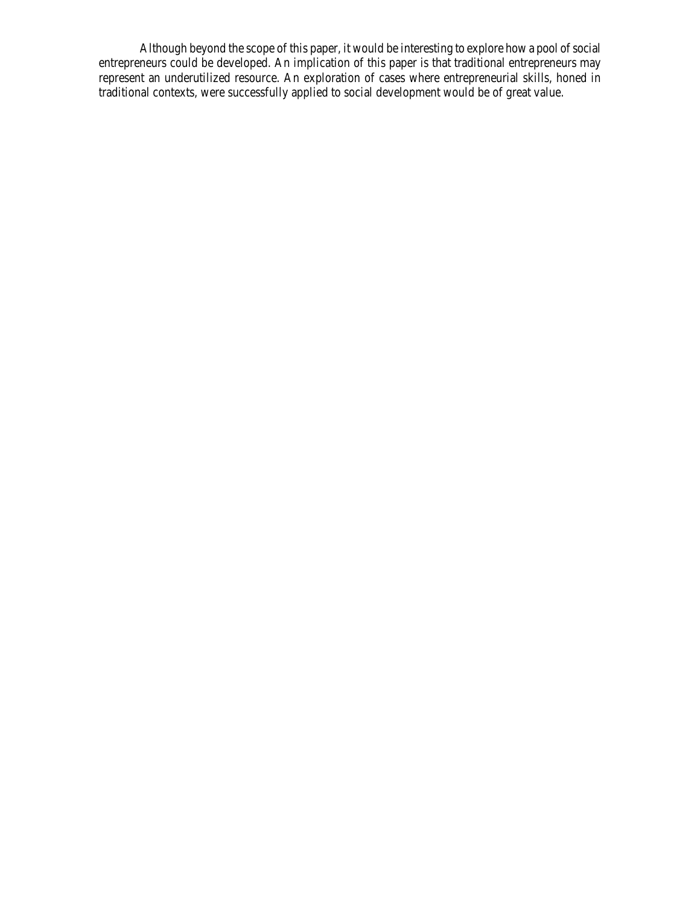Although beyond the scope of this paper, it would be interesting to explore how a pool of social entrepreneurs could be developed. An implication of this paper is that traditional entrepreneurs may represent an underutilized resource. An exploration of cases where entrepreneurial skills, honed in traditional contexts, were successfully applied to social development would be of great value.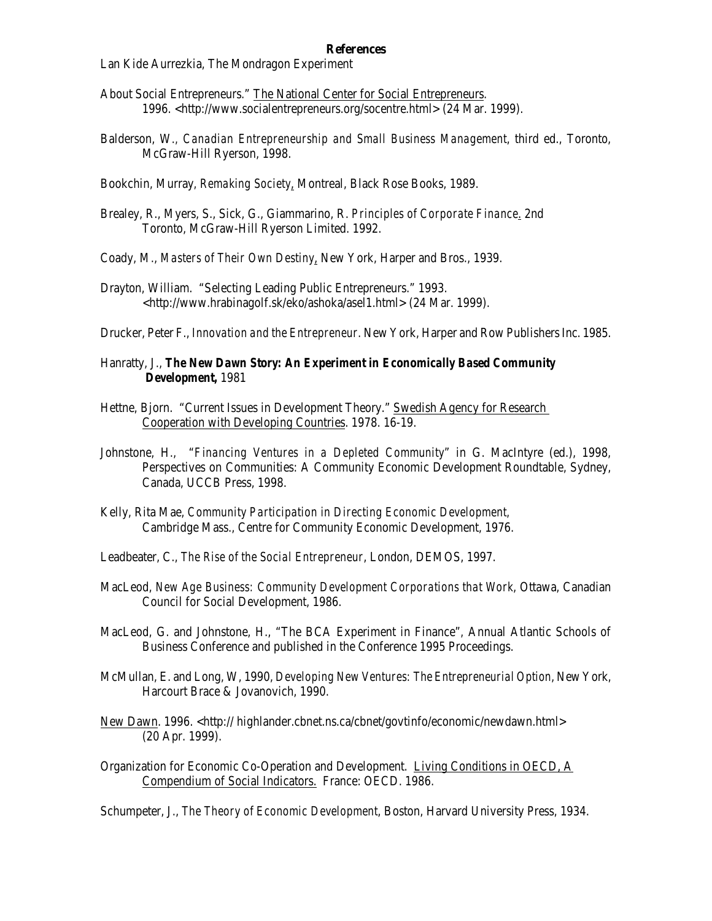**References**

Lan Kide Aurrezkia, The Mondragon Experiment

About Social Entrepreneurs." The National Center for Social Entrepreneurs. 1996. <http://www.socialentrepreneurs.org/socentre.html> (24 Mar. 1999).

Balderson, W., *Canadian Entrepreneurship and Small Business Management*, third ed., Toronto, McGraw-Hill Ryerson, 1998.

Bookchin, Murray, *Remaking Society*, Montreal, Black Rose Books, 1989.

Brealey, R., Myers, S., Sick, G., Giammarino, R. *Principles of Corporate Finance*. 2nd Toronto, McGraw-Hill Ryerson Limited. 1992.

Coady, M., *Masters of Their Own Destiny*, New York, Harper and Bros., 1939.

Drayton, William. "Selecting Leading Public Entrepreneurs." 1993. <http://www.hrabinagolf.sk/eko/ashoka/asel1.html> (24 Mar. 1999).

Drucker, Peter F., *Innovation and the Entrepreneur*. New York, Harper and Row Publishers Inc. 1985.

Hanratty, J., ***The New Dawn Story: An Experiment in Economically Based Community Development,*** 1981

Hettne, Bjorn. "Current Issues in Development Theory." Swedish Agency for Research Cooperation with Developing Countries. 1978. 16-19.

Johnstone, H., "*Financing Ventures in a Depleted Community*" in G. MacIntyre (ed.), 1998, Perspectives on Communities: A Community Economic Development Roundtable, Sydney, Canada, UCCB Press, 1998.

Kelly, Rita Mae, *Community Participation in Directing Economic Development*, Cambridge Mass., Centre for Community Economic Development, 1976.

Leadbeater, C., *The Rise of the Social Entrepreneur*, London, DEMOS, 1997.

MacLeod, *New Age Business: Community Development Corporations that Work*, Ottawa, Canadian Council for Social Development, 1986.

MacLeod, G. and Johnstone, H., "The BCA Experiment in Finance", Annual Atlantic Schools of Business Conference and published in the Conference 1995 Proceedings.

McMullan, E. and Long, W, 1990, *Developing New Ventures: The Entrepreneurial Option*, New York, Harcourt Brace & Jovanovich, 1990.

New Dawn. 1996. <http:// highlander.cbnet.ns.ca/cbnet/govtinfo/economic/newdawn.html> (20 Apr. 1999).

Organization for Economic Co-Operation and Development. Living Conditions in OECD, A Compendium of Social Indicators. France: OECD. 1986.

Schumpeter, J., *The Theory of Economic Development*, Boston, Harvard University Press, 1934.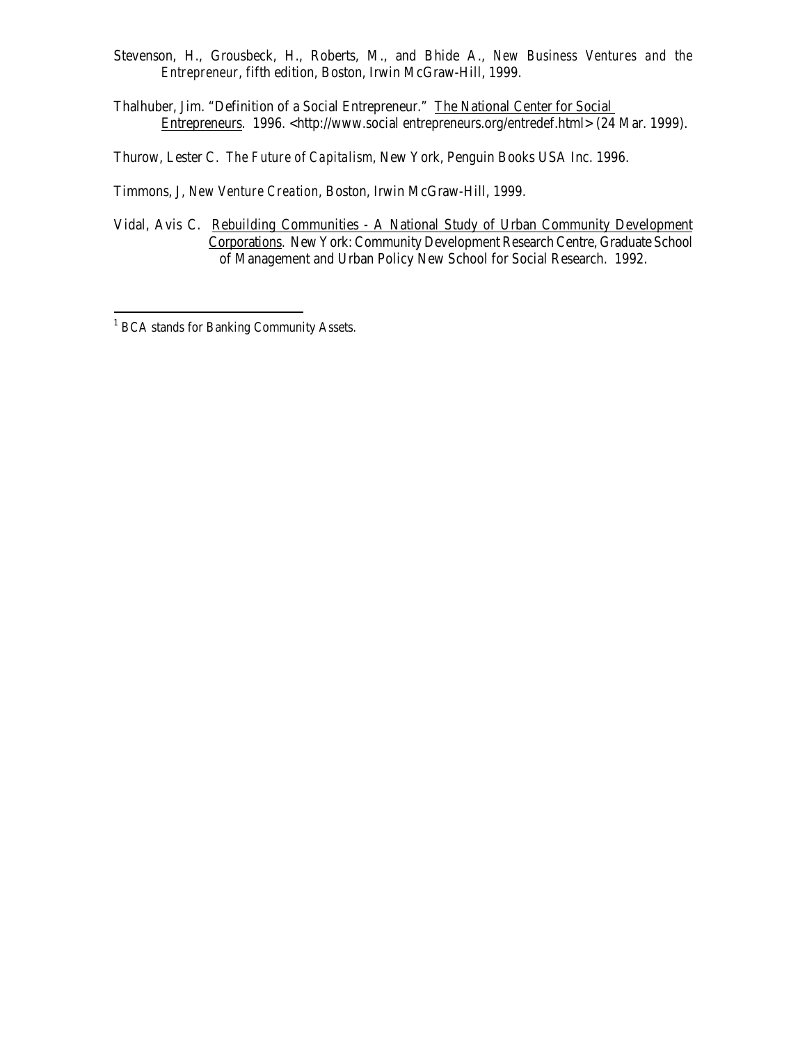Stevenson, H., Grousbeck, H., Roberts, M., and Bhide A., *New Business Ventures and the Entrepreneur*, fifth edition, Boston, Irwin McGraw-Hill, 1999.

Thalhuber, Jim. "Definition of a Social Entrepreneur." The National Center for Social Entrepreneurs. 1996. <http://www.social entrepreneurs.org/entredef.html> (24 Mar. 1999).

Thurow, Lester C. *The Future of Capitalism*, New York, Penguin Books USA Inc. 1996.

Timmons, J, *New Venture Creation*, Boston, Irwin McGraw-Hill, 1999.

Vidal, Avis C. Rebuilding Communities - A National Study of Urban Community Development Corporations. New York: Community Development Research Centre, Graduate School of Management and Urban Policy New School for Social Research. 1992.

---

[1] BCA stands for Banking Community Assets.